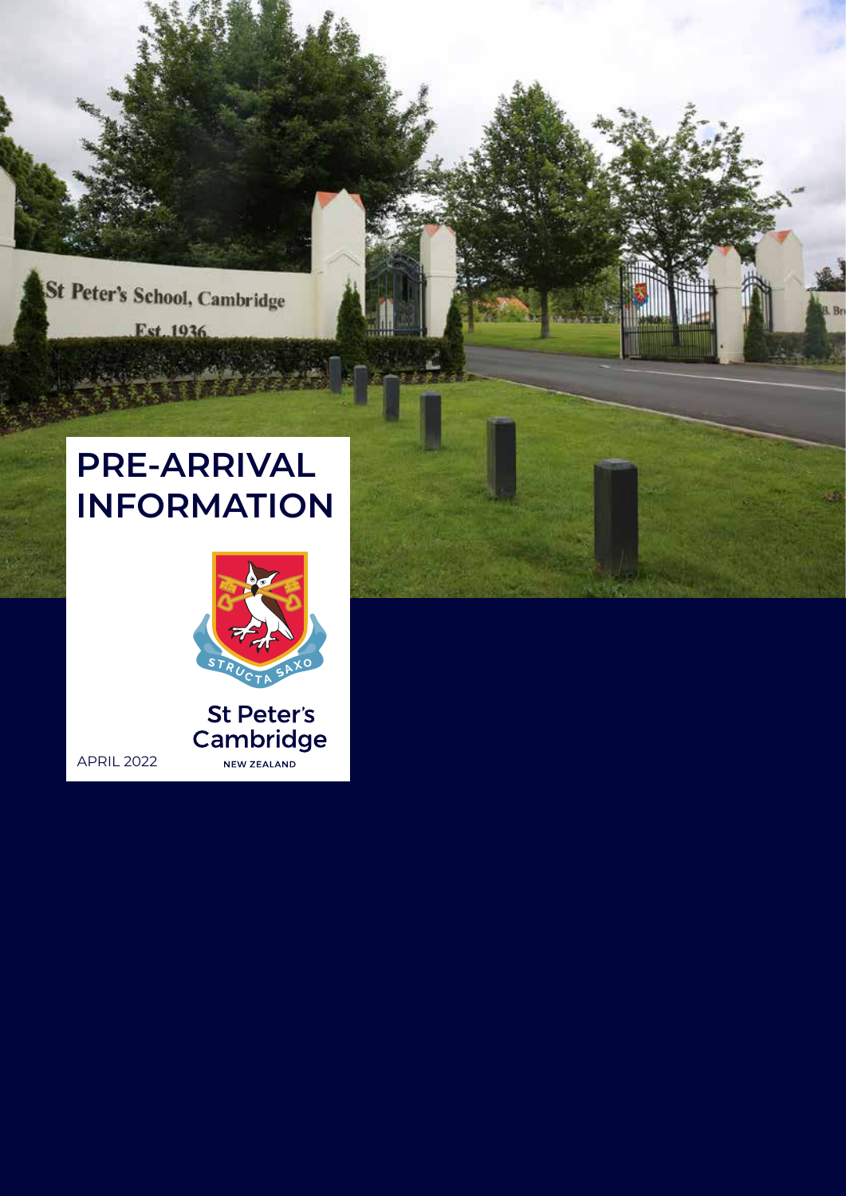# PRE-ARRIVAL INFORMATION

St Peter's Cambridge

NEW ZEALAND

APRIL 2022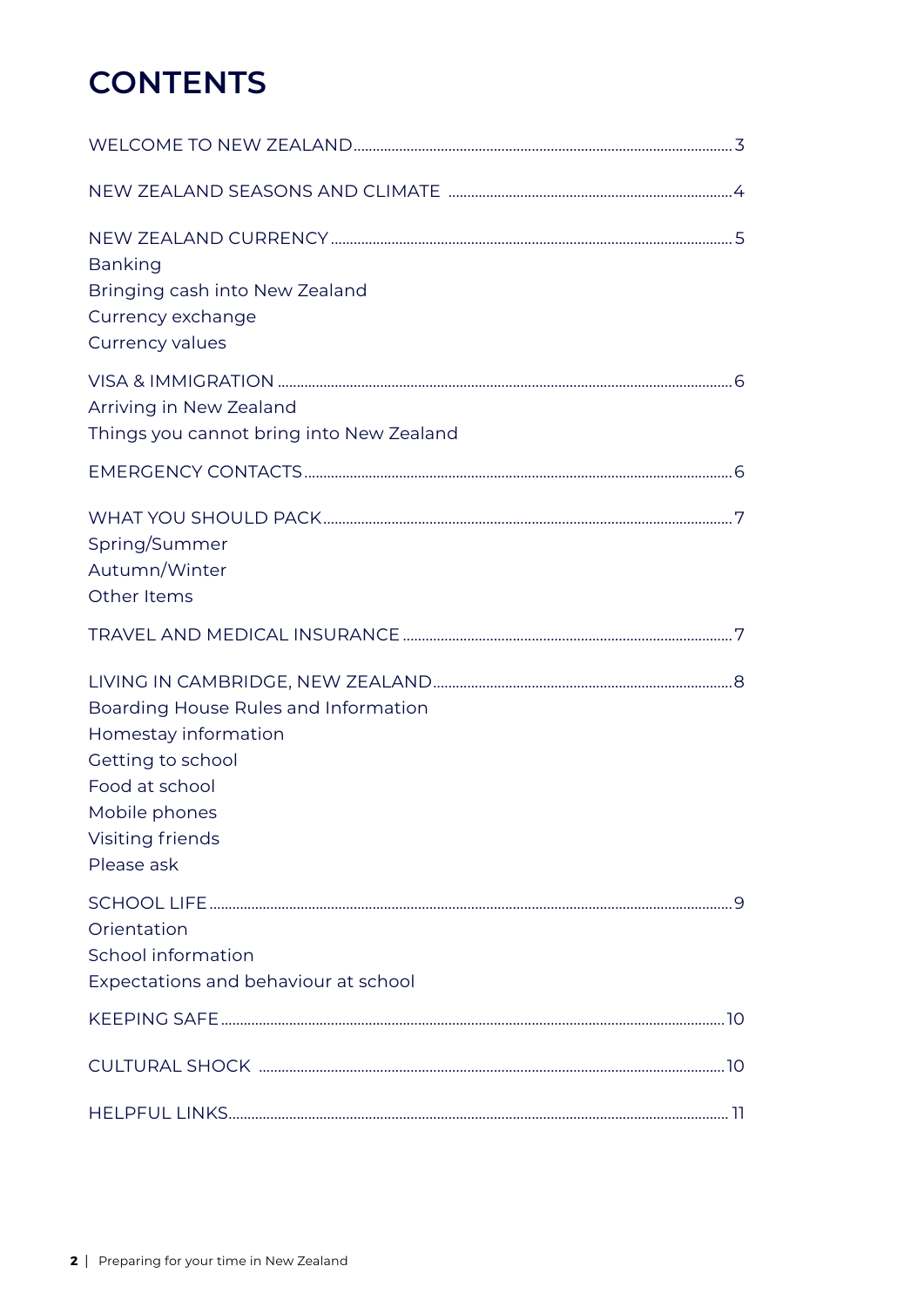# CONTENTS

WELCOME TO NEW ZEALAND .......... 3

NEW ZEALAND SEASONS AND CLIMATE .......... 4

NEW ZEALAND CURRENCY .......... 5
Banking
Bringing cash into New Zealand
Currency exchange
Currency values

VISA & IMMIGRATION .......... 6
Arriving in New Zealand
Things you cannot bring into New Zealand

EMERGENCY CONTACTS .......... 6

WHAT YOU SHOULD PACK .......... 7
Spring/Summer
Autumn/Winter
Other Items

TRAVEL AND MEDICAL INSURANCE .......... 7

LIVING IN CAMBRIDGE, NEW ZEALAND .......... 8
Boarding House Rules and Information
Homestay information
Getting to school
Food at school
Mobile phones
Visiting friends
Please ask

SCHOOL LIFE .......... 9
Orientation
School information
Expectations and behaviour at school

KEEPING SAFE .......... 10

CULTURAL SHOCK .......... 10

HELPFUL LINKS .......... 11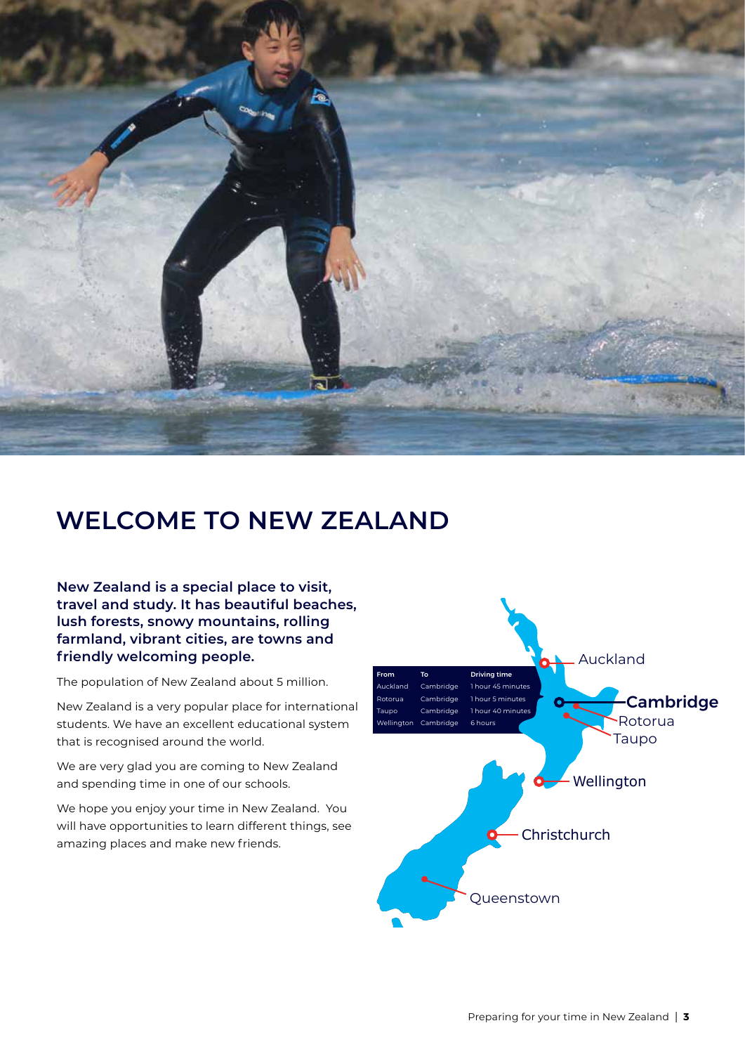# WELCOME TO NEW ZEALAND

**New Zealand is a special place to visit, travel and study. It has beautiful beaches, lush forests, snowy mountains, rolling farmland, vibrant cities, are towns and friendly welcoming people.**

The population of New Zealand about 5 million.

New Zealand is a very popular place for international students. We have an excellent educational system that is recognised around the world.

We are very glad you are coming to New Zealand and spending time in one of our schools.

We hope you enjoy your time in New Zealand. You will have opportunities to learn different things, see amazing places and make new friends.

| From | To | Driving time |
|---|---|---|
| Auckland | Cambridge | 1 hour 45 minutes |
| Rotorua | Cambridge | 1 hour 5 minutes |
| Taupo | Cambridge | 1 hour 40 minutes |
| Wellington | Cambridge | 6 hours |

Auckland

**Cambridge**

Rotorua

Taupo

Wellington

Christchurch

Queenstown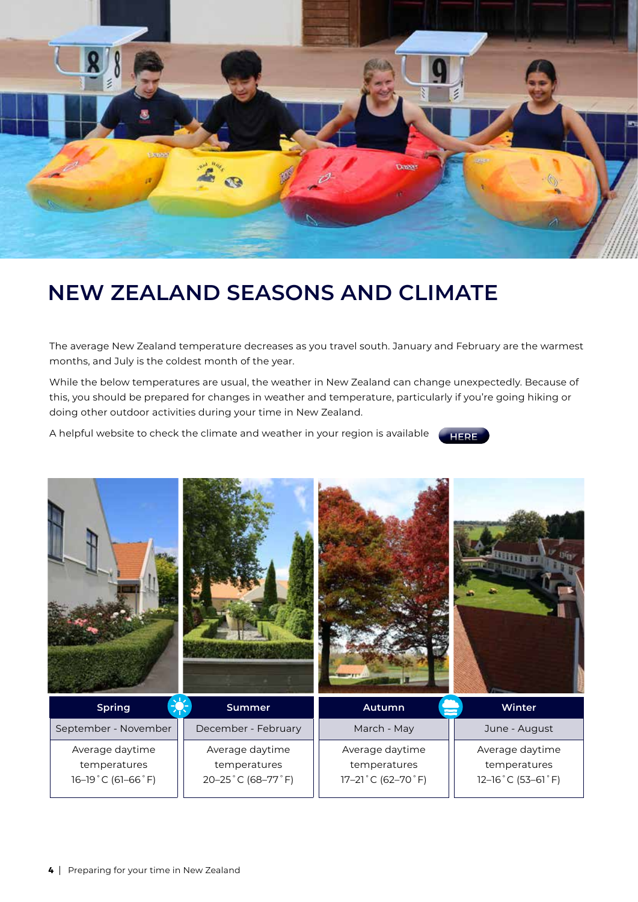# NEW ZEALAND SEASONS AND CLIMATE

The average New Zealand temperature decreases as you travel south. January and February are the warmest months, and July is the coldest month of the year.

While the below temperatures are usual, the weather in New Zealand can change unexpectedly. Because of this, you should be prepared for changes in weather and temperature, particularly if you're going hiking or doing other outdoor activities during your time in New Zealand.

A helpful website to check the climate and weather in your region is available HERE

| Spring | Summer | Autumn | Winter |
|---|---|---|---|
| September - November | December - February | March - May | June - August |
| Average daytime temperatures 16–19˚C (61–66˚F) | Average daytime temperatures 20–25˚C (68–77˚F) | Average daytime temperatures 17–21˚C (62–70˚F) | Average daytime temperatures 12–16˚C (53–61˚F) |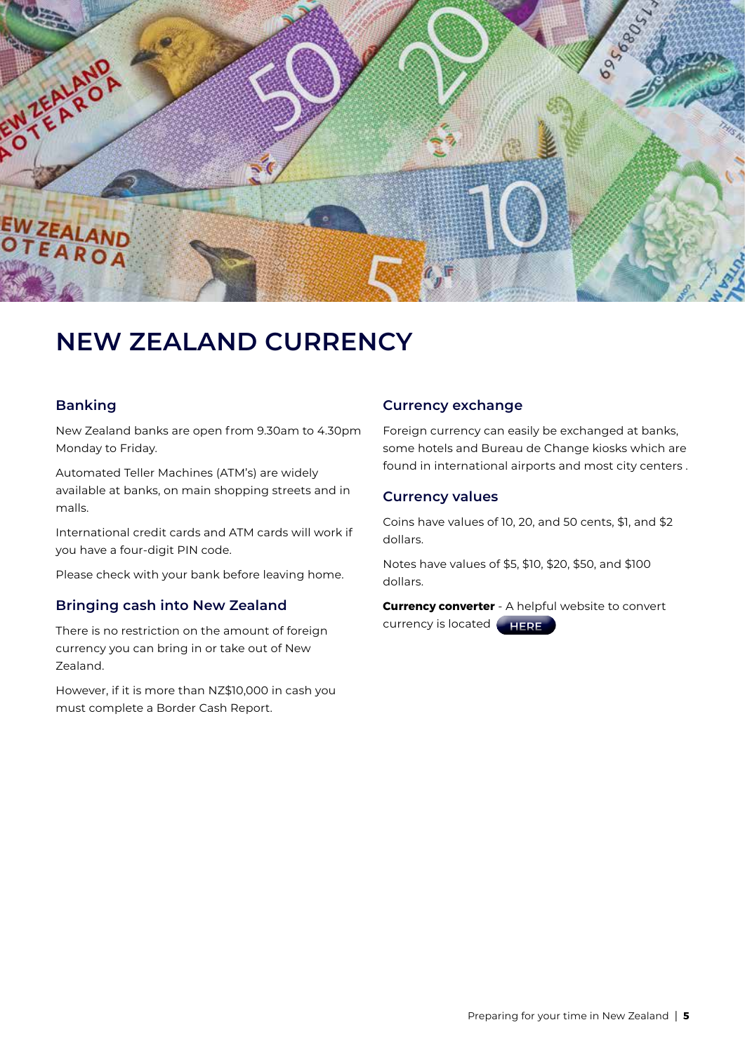# NEW ZEALAND CURRENCY

## Banking

New Zealand banks are open from 9.30am to 4.30pm Monday to Friday.

Automated Teller Machines (ATM's) are widely available at banks, on main shopping streets and in malls.

International credit cards and ATM cards will work if you have a four-digit PIN code.

Please check with your bank before leaving home.

## Bringing cash into New Zealand

There is no restriction on the amount of foreign currency you can bring in or take out of New Zealand.

However, if it is more than NZ$10,000 in cash you must complete a Border Cash Report.

## Currency exchange

Foreign currency can easily be exchanged at banks, some hotels and Bureau de Change kiosks which are found in international airports and most city centers .

## Currency values

Coins have values of 10, 20, and 50 cents, $1, and $2 dollars.

Notes have values of $5, $10, $20, $50, and $100 dollars.

**Currency converter** - A helpful website to convert currency is located HERE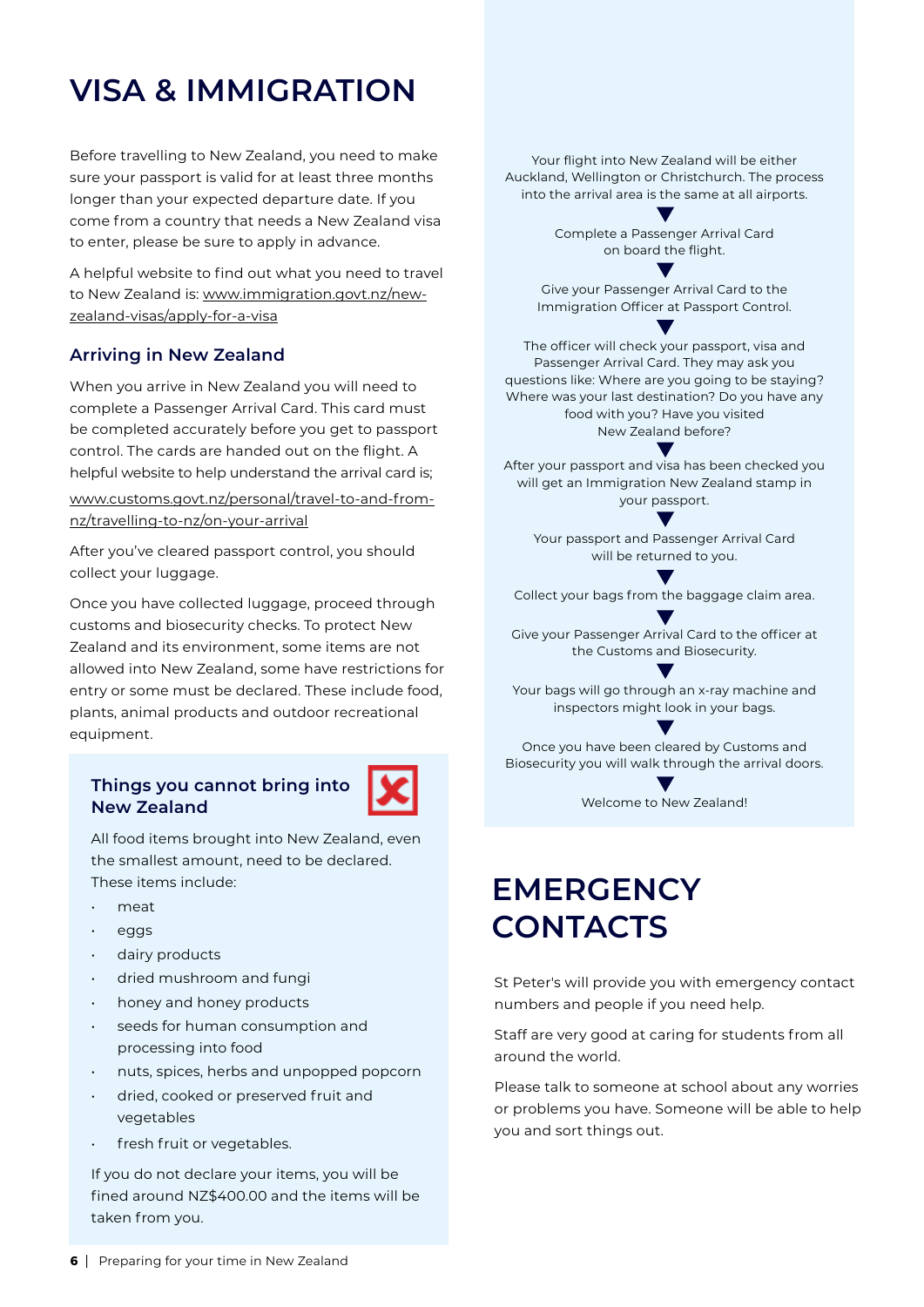# VISA & IMMIGRATION

Before travelling to New Zealand, you need to make sure your passport is valid for at least three months longer than your expected departure date. If you come from a country that needs a New Zealand visa to enter, please be sure to apply in advance.

A helpful website to find out what you need to travel to New Zealand is: www.immigration.govt.nz/new-zealand-visas/apply-for-a-visa

## Arriving in New Zealand

When you arrive in New Zealand you will need to complete a Passenger Arrival Card. This card must be completed accurately before you get to passport control. The cards are handed out on the flight. A helpful website to help understand the arrival card is;

www.customs.govt.nz/personal/travel-to-and-from-nz/travelling-to-nz/on-your-arrival

After you've cleared passport control, you should collect your luggage.

Once you have collected luggage, proceed through customs and biosecurity checks. To protect New Zealand and its environment, some items are not allowed into New Zealand, some have restrictions for entry or some must be declared. These include food, plants, animal products and outdoor recreational equipment.

### Things you cannot bring into New Zealand

All food items brought into New Zealand, even the smallest amount, need to be declared. These items include:

- meat
- eggs
- dairy products
- dried mushroom and fungi
- honey and honey products
- seeds for human consumption and processing into food
- nuts, spices, herbs and unpopped popcorn
- dried, cooked or preserved fruit and vegetables
- fresh fruit or vegetables.

If you do not declare your items, you will be fined around NZ$400.00 and the items will be taken from you.

Your flight into New Zealand will be either Auckland, Wellington or Christchurch. The process into the arrival area is the same at all airports.

▼

Complete a Passenger Arrival Card on board the flight.

▼

Give your Passenger Arrival Card to the Immigration Officer at Passport Control.

▼

The officer will check your passport, visa and Passenger Arrival Card. They may ask you questions like: Where are you going to be staying? Where was your last destination? Do you have any food with you? Have you visited New Zealand before?

▼

After your passport and visa has been checked you will get an Immigration New Zealand stamp in your passport.

▼

Your passport and Passenger Arrival Card will be returned to you.

▼

Collect your bags from the baggage claim area.

▼

Give your Passenger Arrival Card to the officer at the Customs and Biosecurity.

▼

Your bags will go through an x-ray machine and inspectors might look in your bags.

▼

Once you have been cleared by Customs and Biosecurity you will walk through the arrival doors.

▼

Welcome to New Zealand!

# EMERGENCY CONTACTS

St Peter's will provide you with emergency contact numbers and people if you need help.

Staff are very good at caring for students from all around the world.

Please talk to someone at school about any worries or problems you have. Someone will be able to help you and sort things out.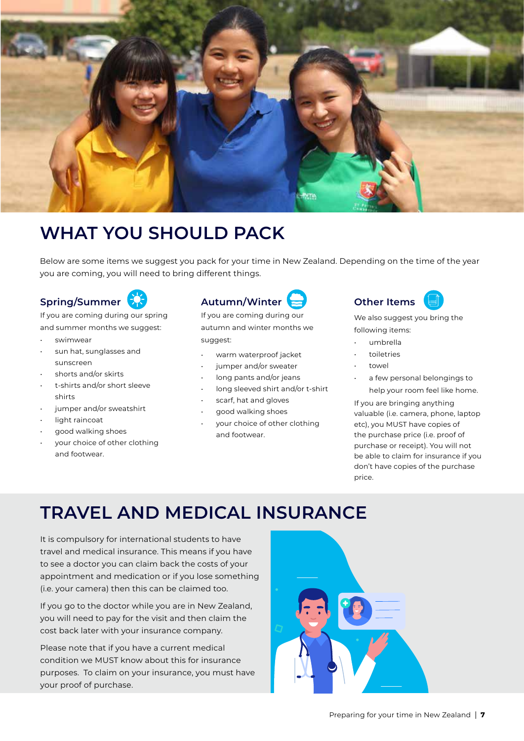# WHAT YOU SHOULD PACK

Below are some items we suggest you pack for your time in New Zealand. Depending on the time of the year you are coming, you will need to bring different things.

### Spring/Summer

If you are coming during our spring and summer months we suggest:

- swimwear
- sun hat, sunglasses and sunscreen
- shorts and/or skirts
- t-shirts and/or short sleeve shirts
- jumper and/or sweatshirt
- light raincoat
- good walking shoes
- your choice of other clothing and footwear.

### Autumn/Winter

If you are coming during our autumn and winter months we suggest:

- warm waterproof jacket
- jumper and/or sweater
- long pants and/or jeans
- long sleeved shirt and/or t-shirt
- scarf, hat and gloves
- good walking shoes
- your choice of other clothing and footwear.

### Other Items

We also suggest you bring the following items:

- umbrella
- toiletries
- towel
- a few personal belongings to help your room feel like home.

If you are bringing anything valuable (i.e. camera, phone, laptop etc), you MUST have copies of the purchase price (i.e. proof of purchase or receipt). You will not be able to claim for insurance if you don't have copies of the purchase price.

# TRAVEL AND MEDICAL INSURANCE

It is compulsory for international students to have travel and medical insurance. This means if you have to see a doctor you can claim back the costs of your appointment and medication or if you lose something (i.e. your camera) then this can be claimed too.

If you go to the doctor while you are in New Zealand, you will need to pay for the visit and then claim the cost back later with your insurance company.

Please note that if you have a current medical condition we MUST know about this for insurance purposes. To claim on your insurance, you must have your proof of purchase.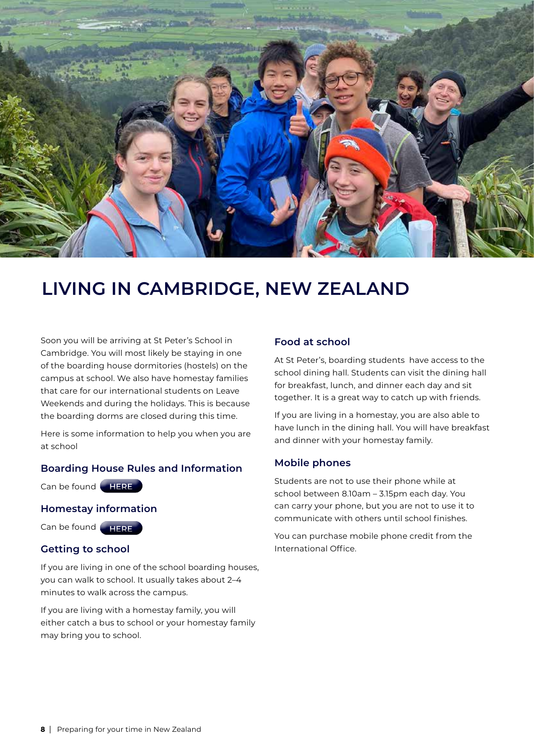# LIVING IN CAMBRIDGE, NEW ZEALAND

Soon you will be arriving at St Peter's School in Cambridge. You will most likely be staying in one of the boarding house dormitories (hostels) on the campus at school. We also have homestay families that care for our international students on Leave Weekends and during the holidays. This is because the boarding dorms are closed during this time.

Here is some information to help you when you are at school

### Boarding House Rules and Information

Can be found HERE

### Homestay information

Can be found HERE

### Getting to school

If you are living in one of the school boarding houses, you can walk to school. It usually takes about 2–4 minutes to walk across the campus.

If you are living with a homestay family, you will either catch a bus to school or your homestay family may bring you to school.

### Food at school

At St Peter's, boarding students have access to the school dining hall. Students can visit the dining hall for breakfast, lunch, and dinner each day and sit together. It is a great way to catch up with friends.

If you are living in a homestay, you are also able to have lunch in the dining hall. You will have breakfast and dinner with your homestay family.

### Mobile phones

Students are not to use their phone while at school between 8.10am – 3.15pm each day. You can carry your phone, but you are not to use it to communicate with others until school finishes.

You can purchase mobile phone credit from the International Office.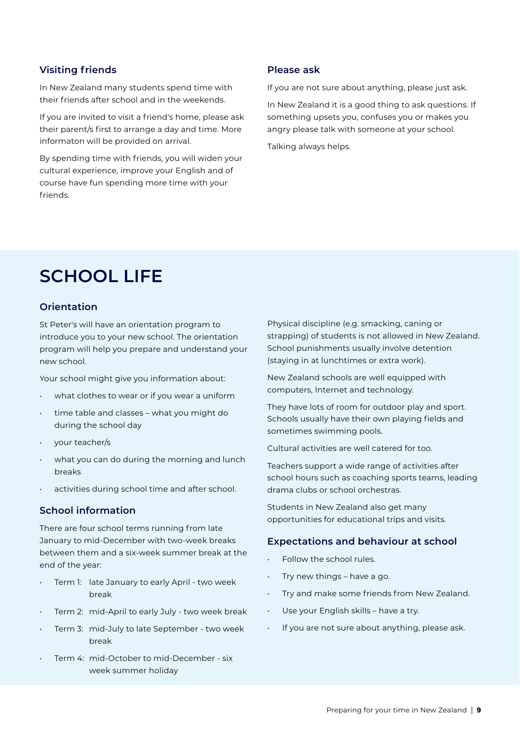### Visiting friends

In New Zealand many students spend time with their friends after school and in the weekends.

If you are invited to visit a friend's home, please ask their parent/s first to arrange a day and time. More informaton will be provided on arrival.

By spending time with friends, you will widen your cultural experience, improve your English and of course have fun spending more time with your friends.

### Please ask

If you are not sure about anything, please just ask.

In New Zealand it is a good thing to ask questions. If something upsets you, confuses you or makes you angry please talk with someone at your school.

Talking always helps.

# SCHOOL LIFE

### Orientation

St Peter's will have an orientation program to introduce you to your new school. The orientation program will help you prepare and understand your new school.

Your school might give you information about:

- what clothes to wear or if you wear a uniform
- time table and classes – what you might do during the school day
- your teacher/s
- what you can do during the morning and lunch breaks
- activities during school time and after school.

### School information

There are four school terms running from late January to mid-December with two-week breaks between them and a six-week summer break at the end of the year:

- Term 1: late January to early April - two week break
- Term 2: mid-April to early July - two week break
- Term 3: mid-July to late September - two week break
- Term 4: mid-October to mid-December - six week summer holiday

Physical discipline (e.g. smacking, caning or strapping) of students is not allowed in New Zealand. School punishments usually involve detention (staying in at lunchtimes or extra work).

New Zealand schools are well equipped with computers, Internet and technology.

They have lots of room for outdoor play and sport. Schools usually have their own playing fields and sometimes swimming pools.

Cultural activities are well catered for too.

Teachers support a wide range of activities after school hours such as coaching sports teams, leading drama clubs or school orchestras.

Students in New Zealand also get many opportunities for educational trips and visits.

### Expectations and behaviour at school

- Follow the school rules.
- Try new things – have a go.
- Try and make some friends from New Zealand.
- Use your English skills – have a try.
- If you are not sure about anything, please ask.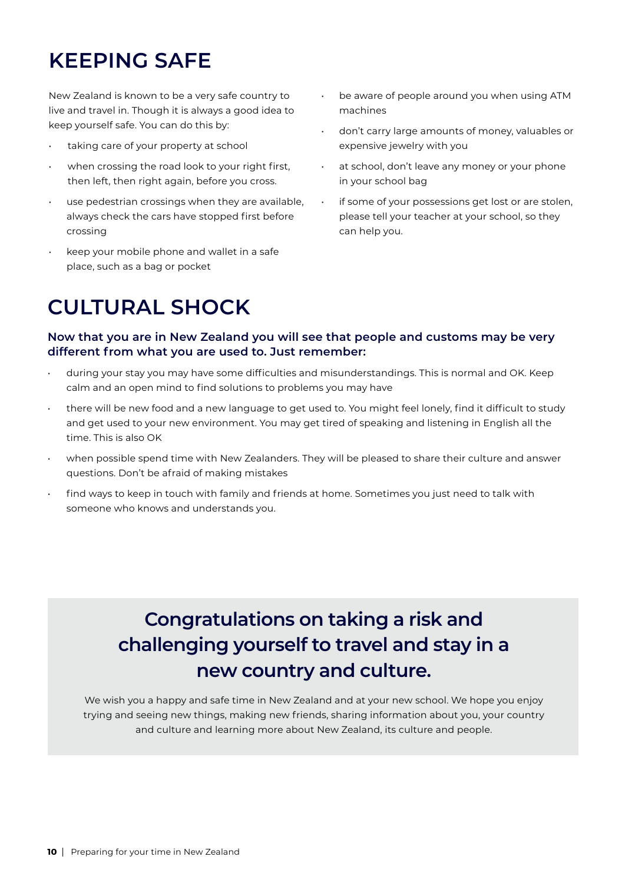# KEEPING SAFE

New Zealand is known to be a very safe country to live and travel in. Though it is always a good idea to keep yourself safe. You can do this by:

- taking care of your property at school
- when crossing the road look to your right first, then left, then right again, before you cross.
- use pedestrian crossings when they are available, always check the cars have stopped first before crossing
- keep your mobile phone and wallet in a safe place, such as a bag or pocket
- be aware of people around you when using ATM machines
- don't carry large amounts of money, valuables or expensive jewelry with you
- at school, don't leave any money or your phone in your school bag
- if some of your possessions get lost or are stolen, please tell your teacher at your school, so they can help you.

# CULTURAL SHOCK

**Now that you are in New Zealand you will see that people and customs may be very different from what you are used to. Just remember:**

- during your stay you may have some difficulties and misunderstandings. This is normal and OK. Keep calm and an open mind to find solutions to problems you may have
- there will be new food and a new language to get used to. You might feel lonely, find it difficult to study and get used to your new environment. You may get tired of speaking and listening in English all the time. This is also OK
- when possible spend time with New Zealanders. They will be pleased to share their culture and answer questions. Don't be afraid of making mistakes
- find ways to keep in touch with family and friends at home. Sometimes you just need to talk with someone who knows and understands you.

## Congratulations on taking a risk and challenging yourself to travel and stay in a new country and culture.

We wish you a happy and safe time in New Zealand and at your new school. We hope you enjoy trying and seeing new things, making new friends, sharing information about you, your country and culture and learning more about New Zealand, its culture and people.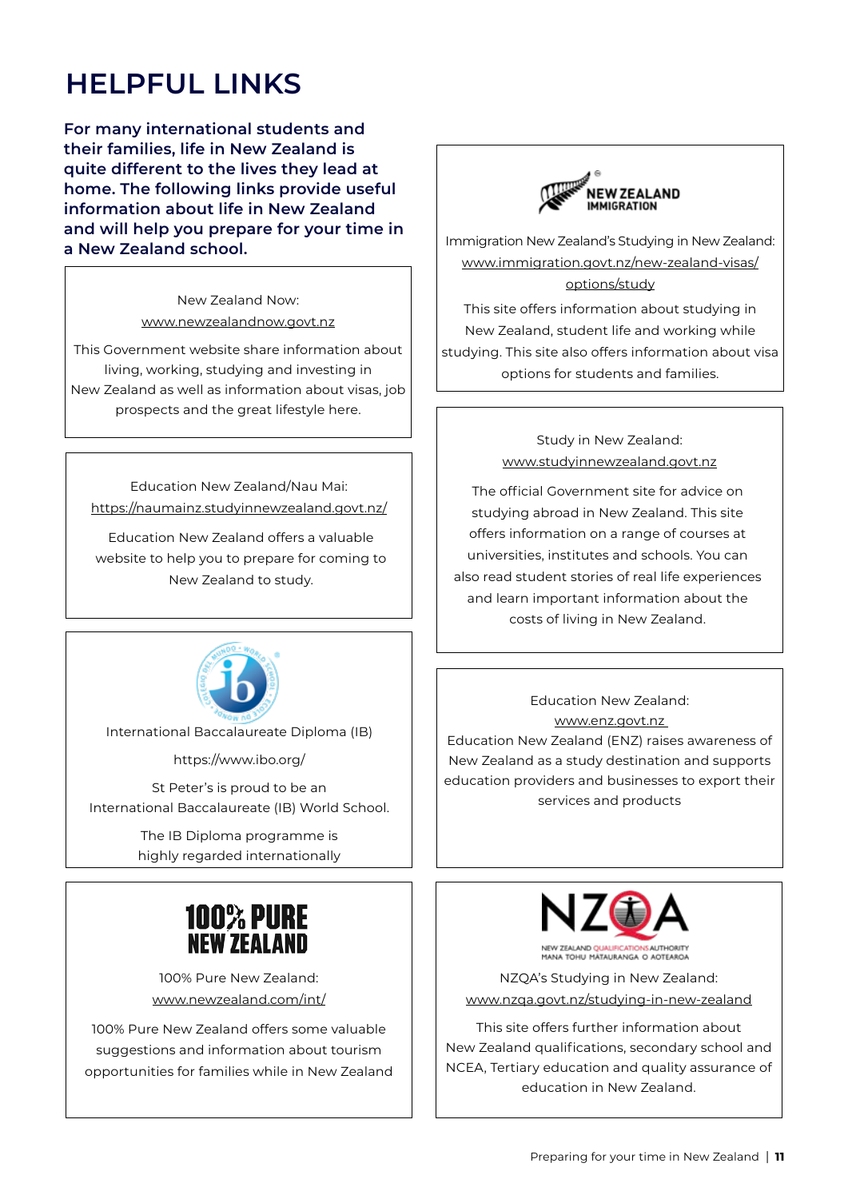# HELPFUL LINKS

**For many international students and their families, life in New Zealand is quite different to the lives they lead at home. The following links provide useful information about life in New Zealand and will help you prepare for your time in a New Zealand school.**

New Zealand Now:
www.newzealandnow.govt.nz

This Government website share information about living, working, studying and investing in New Zealand as well as information about visas, job prospects and the great lifestyle here.

Education New Zealand/Nau Mai:
https://naumainz.studyinnewzealand.govt.nz/

Education New Zealand offers a valuable website to help you to prepare for coming to New Zealand to study.

International Baccalaureate Diploma (IB)

https://www.ibo.org/

St Peter's is proud to be an International Baccalaureate (IB) World School.

The IB Diploma programme is highly regarded internationally

100% Pure New Zealand:
www.newzealand.com/int/

100% Pure New Zealand offers some valuable suggestions and information about tourism opportunities for families while in New Zealand

Immigration New Zealand's Studying in New Zealand:
www.immigration.govt.nz/new-zealand-visas/options/study

This site offers information about studying in New Zealand, student life and working while studying. This site also offers information about visa options for students and families.

Study in New Zealand:
www.studyinnewzealand.govt.nz

The official Government site for advice on studying abroad in New Zealand. This site offers information on a range of courses at universities, institutes and schools. You can also read student stories of real life experiences and learn important information about the costs of living in New Zealand.

Education New Zealand:
www.enz.govt.nz

Education New Zealand (ENZ) raises awareness of New Zealand as a study destination and supports education providers and businesses to export their services and products

NZQA's Studying in New Zealand:
www.nzqa.govt.nz/studying-in-new-zealand

This site offers further information about New Zealand qualifications, secondary school and NCEA, Tertiary education and quality assurance of education in New Zealand.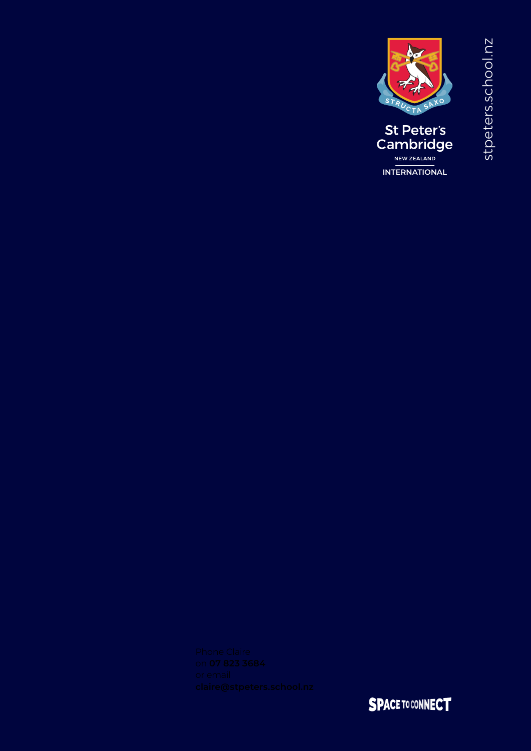stpeters.school.nz

STRUCTA SAXO

St Peter's Cambridge

NEW ZEALAND

INTERNATIONAL

Phone Claire
on **07 823 3684**
or email
**claire@stpeters.school.nz**

SPACE TO CONNECT